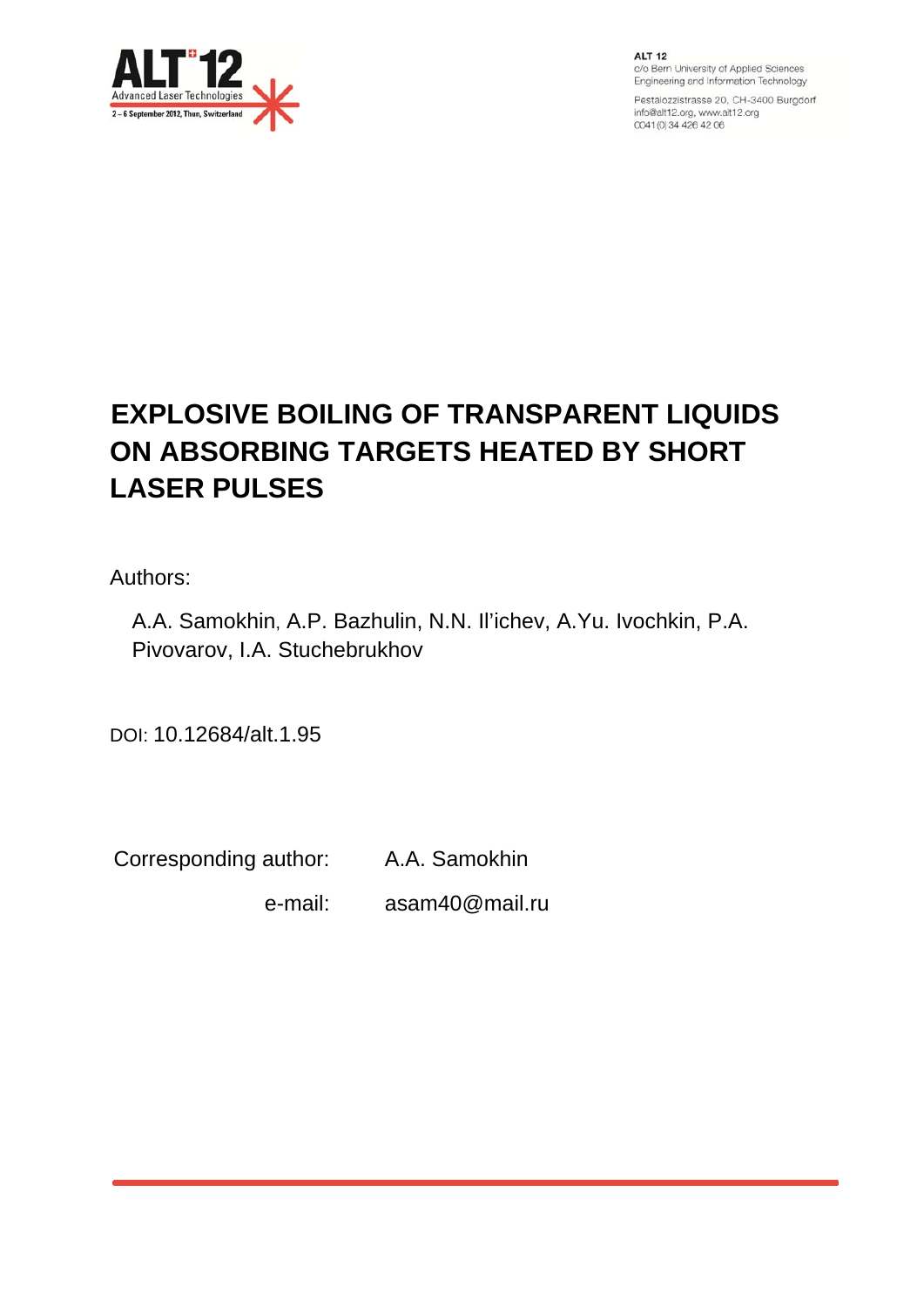# EXPLOSIVE BOILING OF TRANSPARENT LIQUIDS ON ABSORBING TARGETS HEATED BY SHORT LASER PULSES

Authors:

A.A. Samokhin, A.P. Bazhulin, N.N. Il'ichev, A.Yu. Ivochkin, P.A. Pivovarov, I.A. Stuchebrukhov

DOI: 10.12684/alt.1.95

Corresponding author: A.A. Samokhin

e-mail: asam40@mail.ru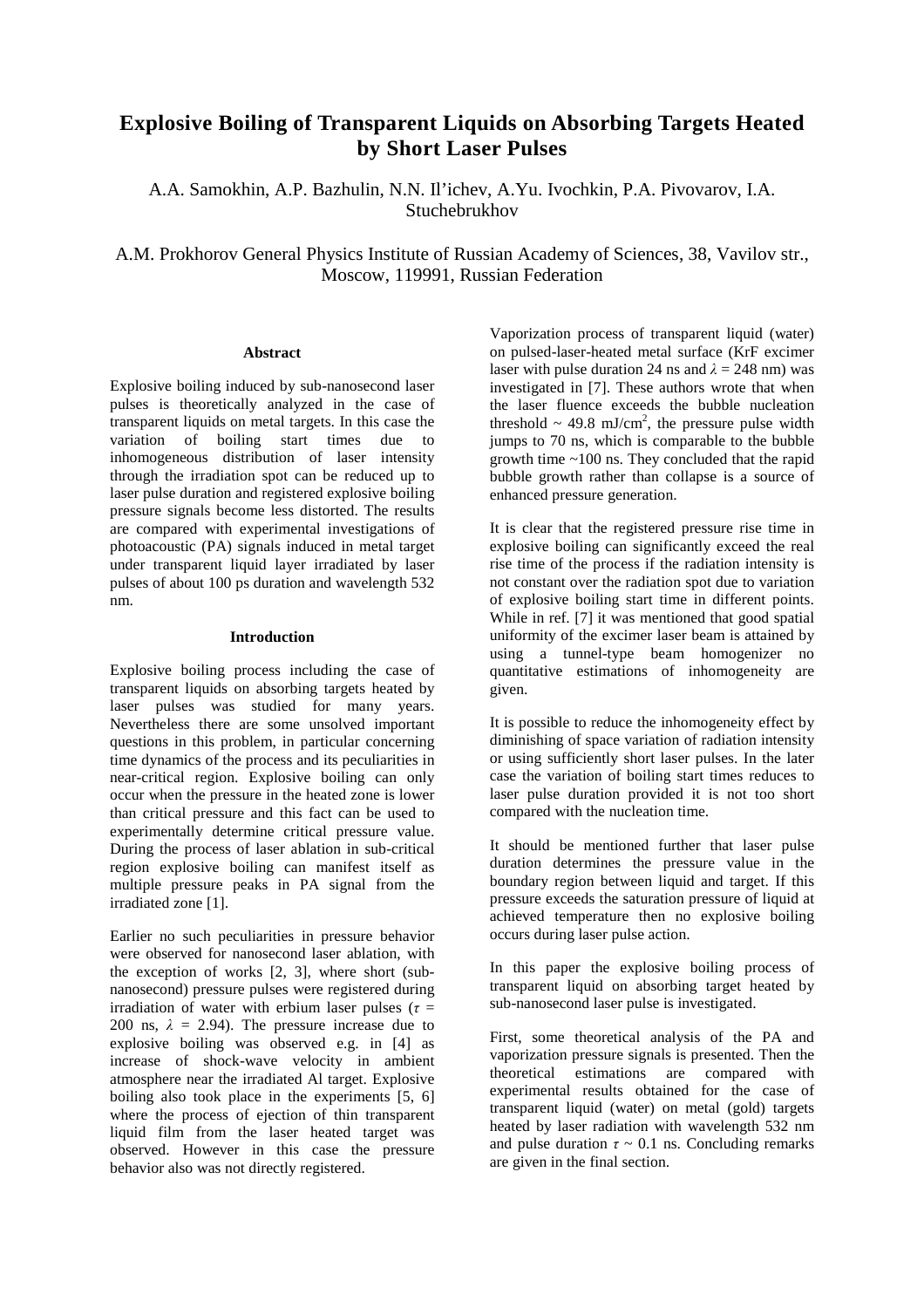# Explosive Boiling of Transparent Liquids on Absorbing Targets Heated by Short Laser Pulses

A.A. Samokhin, A.P. Bazhulin, N.N. Il'ichev, A.Yu. Ivochkin, P.A. Pivovarov, I.A. Stuchebrukhov

A.M. Prokhorov General Physics Institute of Russian Academy of Sciences, 38, Vavilov str., Moscow, 119991, Russian Federation

#### Abstract

Explosive boiling induced by sub-nanosecond laser pulses is theoretically analyzed in the case of transparent liquids on metal targets. In this case the variation of boiling start times due to inhomogeneous distribution of laser intensity through the irradiation spot can be reduced up to laser pulse duration and registered explosive boiling pressure signals become less distorted. The results are compared with experimental investigations of photoacoustic (PA) signals induced in metal target under transparent liquid layer irradiated by laser pulses of about 100 ps duration and wavelength 532 nm.

#### Introduction

Explosive boiling process including the case of transparent liquids on absorbing targets heated by laser pulses was studied for many years. Nevertheless there are some unsolved important questions in this problem, in particular concerning time dynamics of the process and its peculiarities in near-critical region. Explosive boiling can only occur when the pressure in the heated zone is lower than critical pressure and this fact can be used to experimentally determine critical pressure value. During the process of laser ablation in sub-critical region explosive boiling can manifest itself as multiple pressure peaks in PA signal from the irradiated zone [1].

Earlier no such peculiarities in pressure behavior were observed for nanosecond laser ablation, with the exception of works [2, 3], where short (sub-nanosecond) pressure pulses were registered during irradiation of water with erbium laser pulses ($\tau$ = 200 ns, $\lambda$ = 2.94). The pressure increase due to explosive boiling was observed e.g. in [4] as increase of shock-wave velocity in ambient atmosphere near the irradiated Al target. Explosive boiling also took place in the experiments [5, 6] where the process of ejection of thin transparent liquid film from the laser heated target was observed. However in this case the pressure behavior also was not directly registered.

Vaporization process of transparent liquid (water) on pulsed-laser-heated metal surface (KrF excimer laser with pulse duration 24 ns and $\lambda$ = 248 nm) was investigated in [7]. These authors wrote that when the laser fluence exceeds the bubble nucleation threshold ~ 49.8 mJ/cm$^2$, the pressure pulse width jumps to 70 ns, which is comparable to the bubble growth time ~100 ns. They concluded that the rapid bubble growth rather than collapse is a source of enhanced pressure generation.

It is clear that the registered pressure rise time in explosive boiling can significantly exceed the real rise time of the process if the radiation intensity is not constant over the radiation spot due to variation of explosive boiling start time in different points. While in ref. [7] it was mentioned that good spatial uniformity of the excimer laser beam is attained by using a tunnel-type beam homogenizer no quantitative estimations of inhomogeneity are given.

It is possible to reduce the inhomogeneity effect by diminishing of space variation of radiation intensity or using sufficiently short laser pulses. In the later case the variation of boiling start times reduces to laser pulse duration provided it is not too short compared with the nucleation time.

It should be mentioned further that laser pulse duration determines the pressure value in the boundary region between liquid and target. If this pressure exceeds the saturation pressure of liquid at achieved temperature then no explosive boiling occurs during laser pulse action.

In this paper the explosive boiling process of transparent liquid on absorbing target heated by sub-nanosecond laser pulse is investigated.

First, some theoretical analysis of the PA and vaporization pressure signals is presented. Then the theoretical estimations are compared with experimental results obtained for the case of transparent liquid (water) on metal (gold) targets heated by laser radiation with wavelength 532 nm and pulse duration $\tau$ ~ 0.1 ns. Concluding remarks are given in the final section.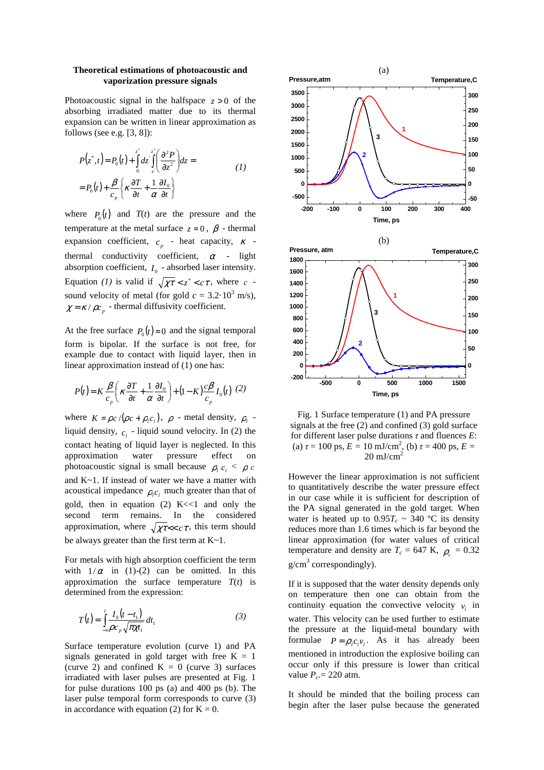### Theoretical estimations of photoacoustic and vaporization pressure signals

Photoacoustic signal in the halfspace $z > 0$ of the absorbing irradiated matter due to its thermal expansion can be written in linear approximation as follows (see e.g. [3, 8]):

$$P(z^*,t) = P_0(t) + \int_0^{z^*} dz' \int_{z'}^{z^*} \left(\frac{\partial^2 P}{\partial z^2}\right) dz = \\ = P_0(t) + \frac{\beta}{c_p}\left\{\kappa \frac{\partial T}{\partial t} + \frac{1}{\alpha}\frac{\partial I_0}{\partial t}\right\} \qquad (1)$$

where $P_0(t)$ and $T(t)$ are the pressure and the temperature at the metal surface $z = 0$, $\beta$ - thermal expansion coefficient, $c_p$ - heat capacity, $\kappa$ - thermal conductivity coefficient, $\alpha$ - light absorption coefficient, $I_0$ - absorbed laser intensity. Equation *(1)* is valid if $\sqrt{\chi\tau} < z^* < c\tau$, where $c$ - sound velocity of metal (for gold $c = 3.2 \cdot 10^3$ m/s), $\chi = \kappa / \rho c_p$ - thermal diffusivity coefficient.

At the free surface $P_0(t) = 0$ and the signal temporal form is bipolar. If the surface is not free, for example due to contact with liquid layer, then in linear approximation instead of (1) one has:

$$P(t) = K\frac{\beta}{c_p}\left(\kappa\frac{\partial T}{\partial t} + \frac{1}{\alpha}\frac{\partial I_0}{\partial t}\right) + (1-K)\frac{c\beta}{c_p}I_0(t) \quad (2)$$

where $K = \rho c / (\rho c + \rho_l c_l)$, $\rho$ - metal density, $\rho_l$ - liquid density, $c_l$ - liquid sound velocity. In (2) the contact heating of liquid layer is neglected. In this approximation water pressure effect on photoacoustic signal is small because $\rho_l\, c_l < \rho\, c$ and K~1. If instead of water we have a matter with acoustical impedance $\rho_l c_l$ much greater than that of gold, then in equation (2) K<<1 and only the second term remains. In the considered approximation, where $\sqrt{\chi\tau} \ll c\tau$, this term should be always greater than the first term at K~1.

For metals with high absorption coefficient the term with $1/\alpha$ in (1)-(2) can be omitted. In this approximation the surface temperature $T(t)$ is determined from the expression:

$$T(t) = \int_{-\infty}^{t} \frac{I_0(t - t_1)}{\rho c_p \sqrt{\pi \chi t_1}} dt_1 \qquad (3)$$

Surface temperature evolution (curve 1) and PA signals generated in gold target with free K = 1 (curve 2) and confined K = 0 (curve 3) surfaces irradiated with laser pulses are presented at Fig. 1 for pulse durations 100 ps (a) and 400 ps (b). The laser pulse temporal form corresponds to curve (3) in accordance with equation (2) for K = 0.

Fig. 1 Surface temperature (1) and PA pressure signals at the free (2) and confined (3) gold surface for different laser pulse durations $\tau$ and fluences $E$: (a) $\tau$ = 100 ps, $E$ = 10 mJ/cm$^2$, (b) $\tau$ = 400 ps, $E$ = 20 mJ/cm$^2$

However the linear approximation is not sufficient to quantitatively describe the water pressure effect in our case while it is sufficient for description of the PA signal generated in the gold target. When water is heated up to $0.95T_c$ ~ 340 ºC its density reduces more than 1.6 times which is far beyond the linear approximation (for water values of critical temperature and density are $T_c$ = 647 K, $\rho_c$ = 0.32 g/cm$^3$ correspondingly).

If it is supposed that the water density depends only on temperature then one can obtain from the continuity equation the convective velocity $v_l$ in water. This velocity can be used further to estimate the pressure at the liquid-metal boundary with formulae $P = \rho_l c_l v_l$. As it has already been mentioned in introduction the explosive boiling can occur only if this pressure is lower than critical value $P_c$= 220 atm.

It should be minded that the boiling process can begin after the laser pulse because the generated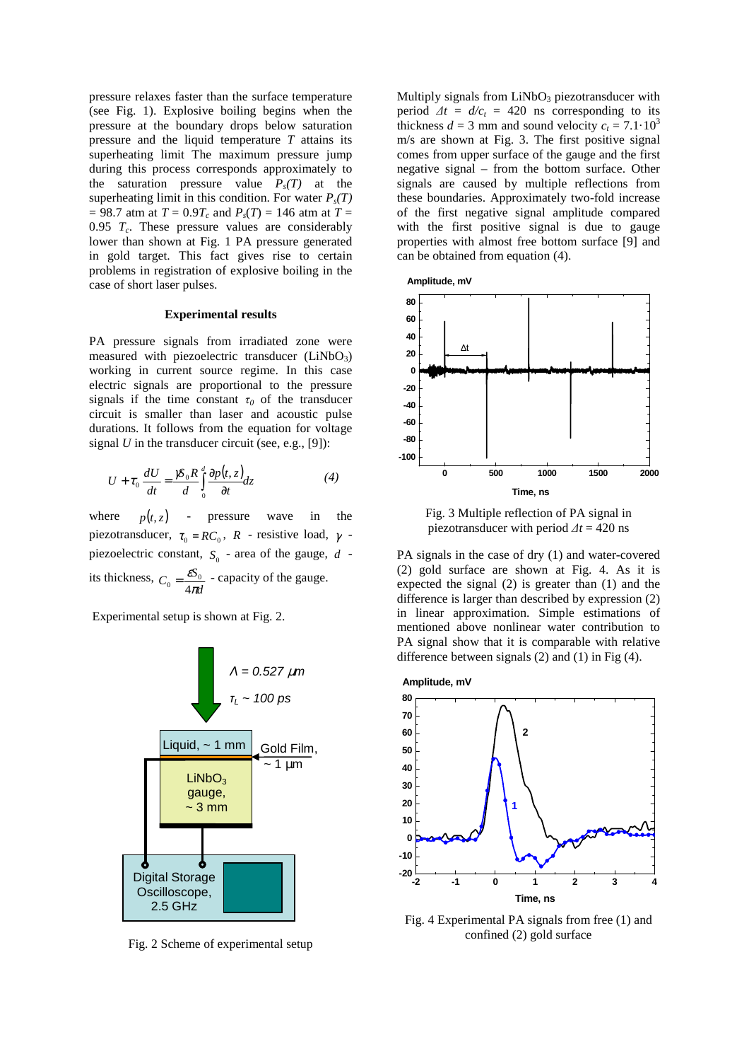pressure relaxes faster than the surface temperature (see Fig. 1). Explosive boiling begins when the pressure at the boundary drops below saturation pressure and the liquid temperature $T$ attains its superheating limit The maximum pressure jump during this process corresponds approximately to the saturation pressure value $P_s(T)$ at the superheating limit in this condition. For water $P_s(T)$ = 98.7 atm at $T = 0.9T_c$ and $P_s(T)$ = 146 atm at $T$ = 0.95 $T_c$. These pressure values are considerably lower than shown at Fig. 1 PA pressure generated in gold target. This fact gives rise to certain problems in registration of explosive boiling in the case of short laser pulses.

### Experimental results

PA pressure signals from irradiated zone were measured with piezoelectric transducer ($LiNbO_3$) working in current source regime. In this case electric signals are proportional to the pressure signals if the time constant $\tau_0$ of the transducer circuit is smaller than laser and acoustic pulse durations. It follows from the equation for voltage signal $U$ in the transducer circuit (see, e.g., [9]):

$$U + \tau_0 \frac{dU}{dt} = \frac{\gamma S_0 R}{d} \int_0^d \frac{\partial p(t,z)}{\partial t} dz \qquad (4)$$

where $p(t,z)$ - pressure wave in the piezotransducer, $\tau_0 = RC_0$, $R$ - resistive load, $\gamma$ - piezoelectric constant, $S_0$ - area of the gauge, $d$ - its thickness, $C_0 = \frac{\varepsilon S_0}{4\pi d}$ - capacity of the gauge.

Experimental setup is shown at Fig. 2.

Fig. 2 Scheme of experimental setup

Multiply signals from $LiNbO_3$ piezotransducer with period $\Delta t = d/c_t$ = 420 ns corresponding to its thickness $d$ = 3 mm and sound velocity $c_t = 7.1 \cdot 10^3$ m/s are shown at Fig. 3. The first positive signal comes from upper surface of the gauge and the first negative signal – from the bottom surface. Other signals are caused by multiple reflections from these boundaries. Approximately two-fold increase of the first negative signal amplitude compared with the first positive signal is due to gauge properties with almost free bottom surface [9] and can be obtained from equation (4).

Fig. 3 Multiple reflection of PA signal in piezotransducer with period $\Delta t$ = 420 ns

PA signals in the case of dry (1) and water-covered (2) gold surface are shown at Fig. 4. As it is expected the signal (2) is greater than (1) and the difference is larger than described by expression (2) in linear approximation. Simple estimations of mentioned above nonlinear water contribution to PA signal show that it is comparable with relative difference between signals (2) and (1) in Fig (4).

Fig. 4 Experimental PA signals from free (1) and confined (2) gold surface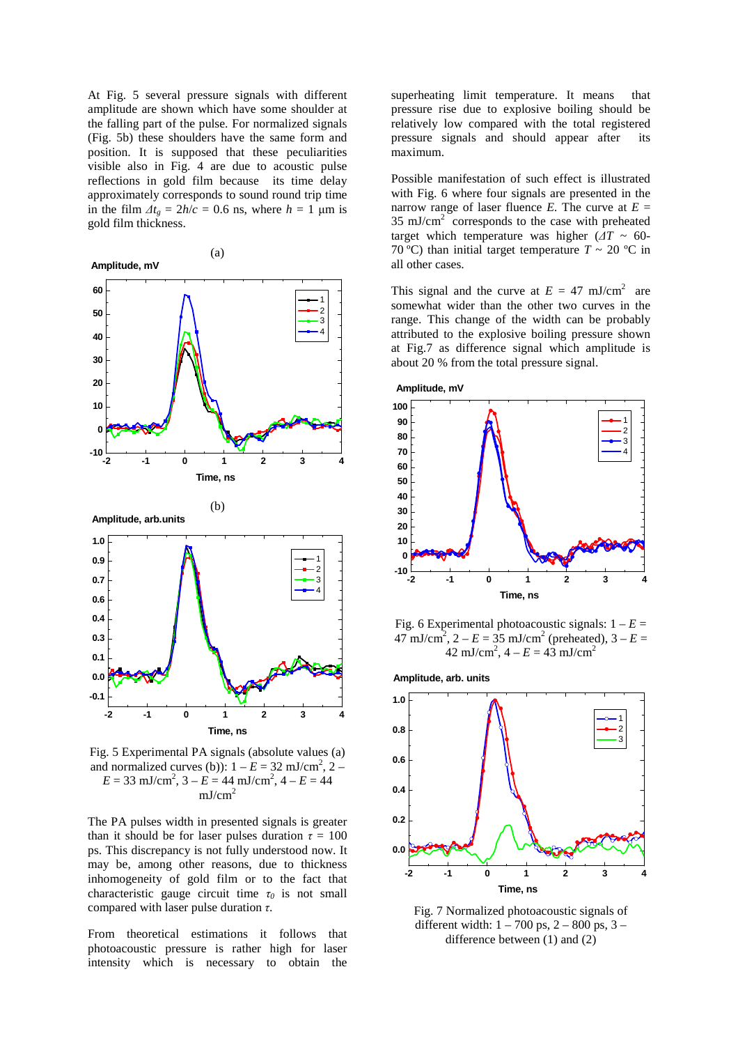At Fig. 5 several pressure signals with different amplitude are shown which have some shoulder at the falling part of the pulse. For normalized signals (Fig. 5b) these shoulders have the same form and position. It is supposed that these peculiarities visible also in Fig. 4 are due to acoustic pulse reflections in gold film because its time delay approximately corresponds to sound round trip time in the film $\Delta t_g = 2h/c = 0.6$ ns, where $h = 1$ μm is gold film thickness.

Fig. 5 Experimental PA signals (absolute values (a) and normalized curves (b)): 1 – $E$ = 32 mJ/cm$^2$, 2 – $E$ = 33 mJ/cm$^2$, 3 – $E$ = 44 mJ/cm$^2$, 4 – $E$ = 44 mJ/cm$^2$

The PA pulses width in presented signals is greater than it should be for laser pulses duration $\tau$ = 100 ps. This discrepancy is not fully understood now. It may be, among other reasons, due to thickness inhomogeneity of gold film or to the fact that characteristic gauge circuit time $\tau_0$ is not small compared with laser pulse duration $\tau$.

From theoretical estimations it follows that photoacoustic pressure is rather high for laser intensity which is necessary to obtain the superheating limit temperature. It means that pressure rise due to explosive boiling should be relatively low compared with the total registered pressure signals and should appear after its maximum.

Possible manifestation of such effect is illustrated with Fig. 6 where four signals are presented in the narrow range of laser fluence $E$. The curve at $E$ = 35 mJ/cm$^2$ corresponds to the case with preheated target which temperature was higher ($\Delta T$ ~ 60-70 ºC) than initial target temperature $T$ ~ 20 ºC in all other cases.

This signal and the curve at $E$ = 47 mJ/cm$^2$ are somewhat wider than the other two curves in the range. This change of the width can be probably attributed to the explosive boiling pressure shown at Fig.7 as difference signal which amplitude is about 20 % from the total pressure signal.

Fig. 6 Experimental photoacoustic signals: 1 – $E$ = 47 mJ/cm$^2$, 2 – $E$ = 35 mJ/cm$^2$ (preheated), 3 – $E$ = 42 mJ/cm$^2$, 4 – $E$ = 43 mJ/cm$^2$

Fig. 7 Normalized photoacoustic signals of different width: 1 – 700 ps, 2 – 800 ps, 3 – difference between (1) and (2)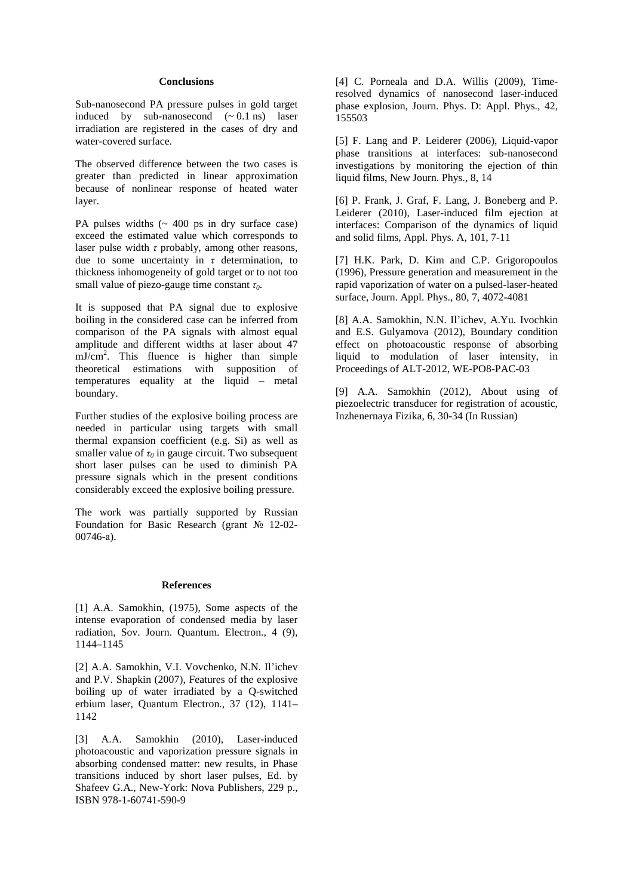## Conclusions

Sub-nanosecond PA pressure pulses in gold target induced by sub-nanosecond (~ 0.1 ns) laser irradiation are registered in the cases of dry and water-covered surface.

The observed difference between the two cases is greater than predicted in linear approximation because of nonlinear response of heated water layer.

PA pulses widths (~ 400 ps in dry surface case) exceed the estimated value which corresponds to laser pulse width $\tau$ probably, among other reasons, due to some uncertainty in $\tau$ determination, to thickness inhomogeneity of gold target or to not too small value of piezo-gauge time constant $\tau_0$.

It is supposed that PA signal due to explosive boiling in the considered case can be inferred from comparison of the PA signals with almost equal amplitude and different widths at laser about 47 mJ/cm$^2$. This fluence is higher than simple theoretical estimations with supposition of temperatures equality at the liquid – metal boundary.

Further studies of the explosive boiling process are needed in particular using targets with small thermal expansion coefficient (e.g. Si) as well as smaller value of $\tau_0$ in gauge circuit. Two subsequent short laser pulses can be used to diminish PA pressure signals which in the present conditions considerably exceed the explosive boiling pressure.

The work was partially supported by Russian Foundation for Basic Research (grant № 12-02-00746-a).

## References

[1] A.A. Samokhin, (1975), Some aspects of the intense evaporation of condensed media by laser radiation, Sov. Journ. Quantum. Electron., 4 (9), 1144–1145

[2] A.A. Samokhin, V.I. Vovchenko, N.N. Il'ichev and P.V. Shapkin (2007), Features of the explosive boiling up of water irradiated by a Q-switched erbium laser, Quantum Electron., 37 (12), 1141–1142

[3] A.A. Samokhin (2010), Laser-induced photoacoustic and vaporization pressure signals in absorbing condensed matter: new results, in Phase transitions induced by short laser pulses, Ed. by Shafeev G.A., New-York: Nova Publishers, 229 p., ISBN 978-1-60741-590-9

[4] C. Porneala and D.A. Willis (2009), Time-resolved dynamics of nanosecond laser-induced phase explosion, Journ. Phys. D: Appl. Phys., 42, 155503

[5] F. Lang and P. Leiderer (2006), Liquid-vapor phase transitions at interfaces: sub-nanosecond investigations by monitoring the ejection of thin liquid films, New Journ. Phys., 8, 14

[6] P. Frank, J. Graf, F. Lang, J. Boneberg and P. Leiderer (2010), Laser-induced film ejection at interfaces: Comparison of the dynamics of liquid and solid films, Appl. Phys. A, 101, 7-11

[7] H.K. Park, D. Kim and C.P. Grigoropoulos (1996), Pressure generation and measurement in the rapid vaporization of water on a pulsed-laser-heated surface, Journ. Appl. Phys., 80, 7, 4072-4081

[8] A.A. Samokhin, N.N. Il'ichev, A.Yu. Ivochkin and E.S. Gulyamova (2012), Boundary condition effect on photoacoustic response of absorbing liquid to modulation of laser intensity, in Proceedings of ALT-2012, WE-PO8-PAC-03

[9] A.A. Samokhin (2012), About using of piezoelectric transducer for registration of acoustic, Inzhenernaya Fizika, 6, 30-34 (In Russian)